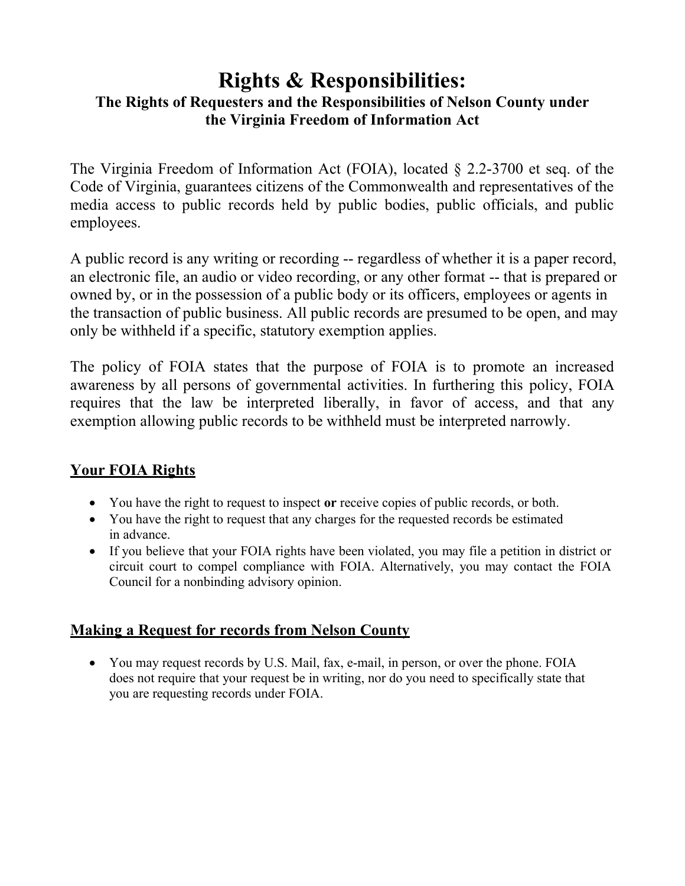# Rights & Responsibilities:

### The Rights of Requesters and the Responsibilities of Nelson County under the Virginia Freedom of Information Act

The Virginia Freedom of Information Act (FOIA), located § 2.2-3700 et seq. of the Code of Virginia, guarantees citizens of the Commonwealth and representatives of the media access to public records held by public bodies, public officials, and public employees.

A public record is any writing or recording -- regardless of whether it is a paper record, an electronic file, an audio or video recording, or any other format -- that is prepared or owned by, or in the possession of a public body or its officers, employees or agents in the transaction of public business. All public records are presumed to be open, and may only be withheld if a specific, statutory exemption applies.

The policy of FOIA states that the purpose of FOIA is to promote an increased awareness by all persons of governmental activities. In furthering this policy, FOIA requires that the law be interpreted liberally, in favor of access, and that any exemption allowing public records to be withheld must be interpreted narrowly.

## Your FOIA Rights

- You have the right to request to inspect **or** receive copies of public records, or both.
- You have the right to request that any charges for the requested records be estimated in advance.
- If you believe that your FOIA rights have been violated, you may file a petition in district or circuit court to compel compliance with FOIA. Alternatively, you may contact the FOIA Council for a nonbinding advisory opinion.

## Making a Request for records from Nelson County

- You may request records by U.S. Mail, fax, e-mail, in person, or over the phone. FOIA does not require that your request be in writing, nor do you need to specifically state that you are requesting records under FOIA.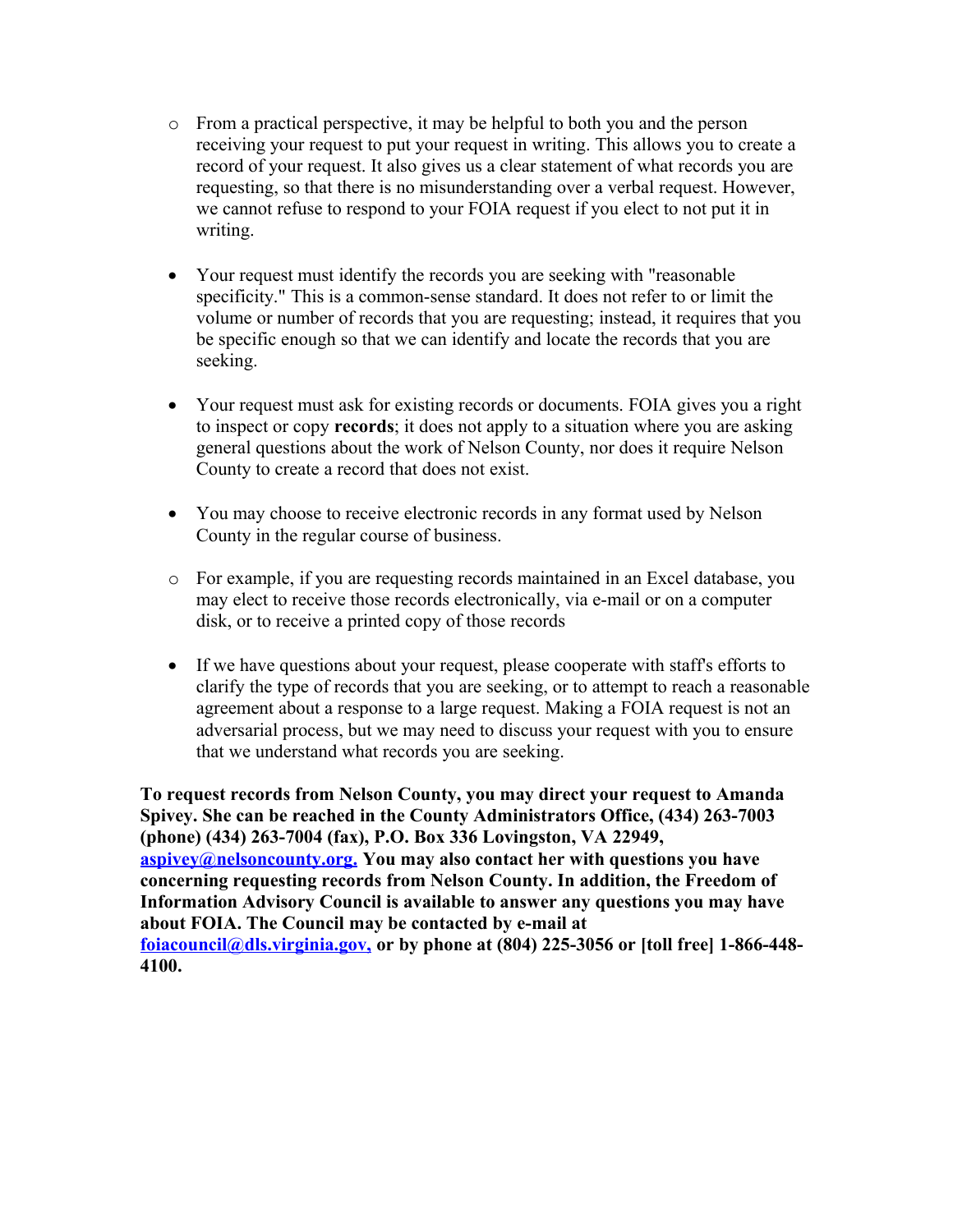- From a practical perspective, it may be helpful to both you and the person receiving your request to put your request in writing. This allows you to create a record of your request. It also gives us a clear statement of what records you are requesting, so that there is no misunderstanding over a verbal request. However, we cannot refuse to respond to your FOIA request if you elect to not put it in writing.

- Your request must identify the records you are seeking with "reasonable specificity." This is a common-sense standard. It does not refer to or limit the volume or number of records that you are requesting; instead, it requires that you be specific enough so that we can identify and locate the records that you are seeking.

- Your request must ask for existing records or documents. FOIA gives you a right to inspect or copy **records**; it does not apply to a situation where you are asking general questions about the work of Nelson County, nor does it require Nelson County to create a record that does not exist.

- You may choose to receive electronic records in any format used by Nelson County in the regular course of business.

  - For example, if you are requesting records maintained in an Excel database, you may elect to receive those records electronically, via e-mail or on a computer disk, or to receive a printed copy of those records

- If we have questions about your request, please cooperate with staff's efforts to clarify the type of records that you are seeking, or to attempt to reach a reasonable agreement about a response to a large request. Making a FOIA request is not an adversarial process, but we may need to discuss your request with you to ensure that we understand what records you are seeking.

**To request records from Nelson County, you may direct your request to Amanda Spivey. She can be reached in the County Administrators Office, (434) 263-7003 (phone) (434) 263-7004 (fax), P.O. Box 336 Lovingston, VA 22949, [aspivey@nelsoncounty.org.](mailto:aspivey@nelsoncounty.org) You may also contact her with questions you have concerning requesting records from Nelson County. In addition, the Freedom of Information Advisory Council is available to answer any questions you may have about FOIA. The Council may be contacted by e-mail at [foiacouncil@dls.virginia.gov,](mailto:foiacouncil@dls.virginia.gov) or by phone at (804) 225-3056 or [toll free] 1-866-448-4100.**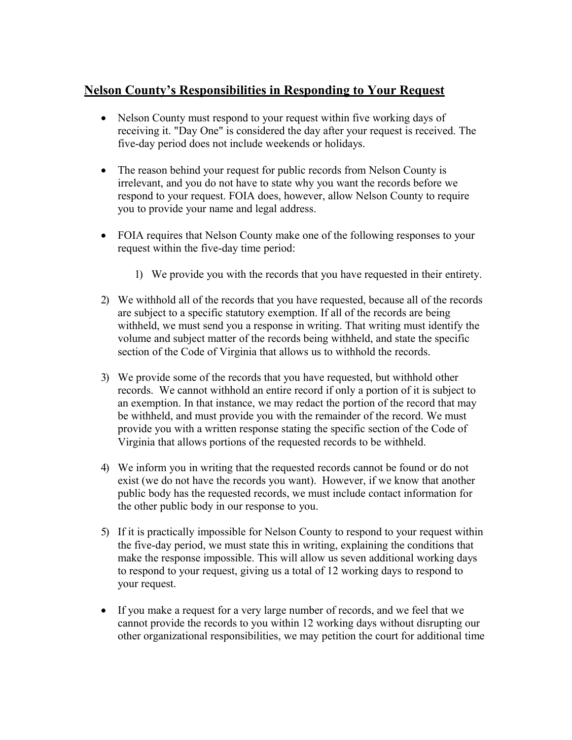## Nelson County's Responsibilities in Responding to Your Request

- Nelson County must respond to your request within five working days of receiving it. "Day One" is considered the day after your request is received. The five-day period does not include weekends or holidays.

- The reason behind your request for public records from Nelson County is irrelevant, and you do not have to state why you want the records before we respond to your request. FOIA does, however, allow Nelson County to require you to provide your name and legal address.

- FOIA requires that Nelson County make one of the following responses to your request within the five-day time period:

1) We provide you with the records that you have requested in their entirety.

2) We withhold all of the records that you have requested, because all of the records are subject to a specific statutory exemption. If all of the records are being withheld, we must send you a response in writing. That writing must identify the volume and subject matter of the records being withheld, and state the specific section of the Code of Virginia that allows us to withhold the records.

3) We provide some of the records that you have requested, but withhold other records. We cannot withhold an entire record if only a portion of it is subject to an exemption. In that instance, we may redact the portion of the record that may be withheld, and must provide you with the remainder of the record. We must provide you with a written response stating the specific section of the Code of Virginia that allows portions of the requested records to be withheld.

4) We inform you in writing that the requested records cannot be found or do not exist (we do not have the records you want). However, if we know that another public body has the requested records, we must include contact information for the other public body in our response to you.

5) If it is practically impossible for Nelson County to respond to your request within the five-day period, we must state this in writing, explaining the conditions that make the response impossible. This will allow us seven additional working days to respond to your request, giving us a total of 12 working days to respond to your request.

- If you make a request for a very large number of records, and we feel that we cannot provide the records to you within 12 working days without disrupting our other organizational responsibilities, we may petition the court for additional time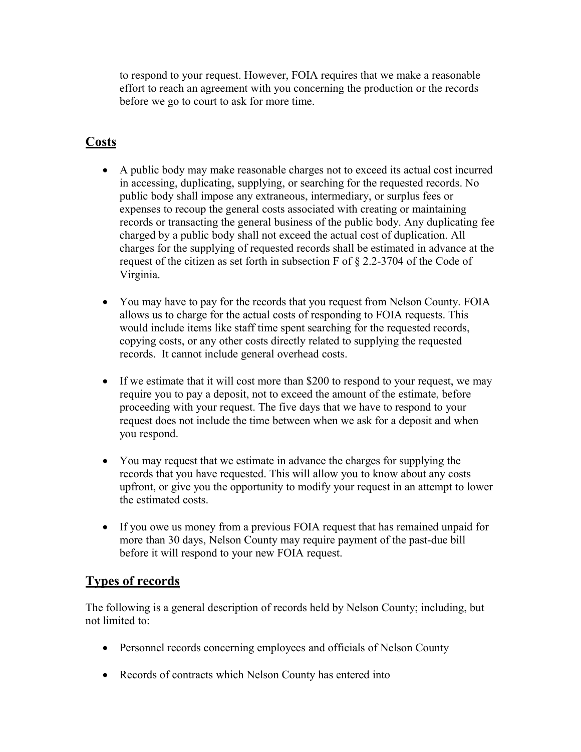to respond to your request. However, FOIA requires that we make a reasonable effort to reach an agreement with you concerning the production or the records before we go to court to ask for more time.

## Costs

- A public body may make reasonable charges not to exceed its actual cost incurred in accessing, duplicating, supplying, or searching for the requested records. No public body shall impose any extraneous, intermediary, or surplus fees or expenses to recoup the general costs associated with creating or maintaining records or transacting the general business of the public body. Any duplicating fee charged by a public body shall not exceed the actual cost of duplication. All charges for the supplying of requested records shall be estimated in advance at the request of the citizen as set forth in subsection F of § 2.2-3704 of the Code of Virginia.

- You may have to pay for the records that you request from Nelson County. FOIA allows us to charge for the actual costs of responding to FOIA requests. This would include items like staff time spent searching for the requested records, copying costs, or any other costs directly related to supplying the requested records. It cannot include general overhead costs.

- If we estimate that it will cost more than $200 to respond to your request, we may require you to pay a deposit, not to exceed the amount of the estimate, before proceeding with your request. The five days that we have to respond to your request does not include the time between when we ask for a deposit and when you respond.

- You may request that we estimate in advance the charges for supplying the records that you have requested. This will allow you to know about any costs upfront, or give you the opportunity to modify your request in an attempt to lower the estimated costs.

- If you owe us money from a previous FOIA request that has remained unpaid for more than 30 days, Nelson County may require payment of the past-due bill before it will respond to your new FOIA request.

## Types of records

The following is a general description of records held by Nelson County; including, but not limited to:

- Personnel records concerning employees and officials of Nelson County

- Records of contracts which Nelson County has entered into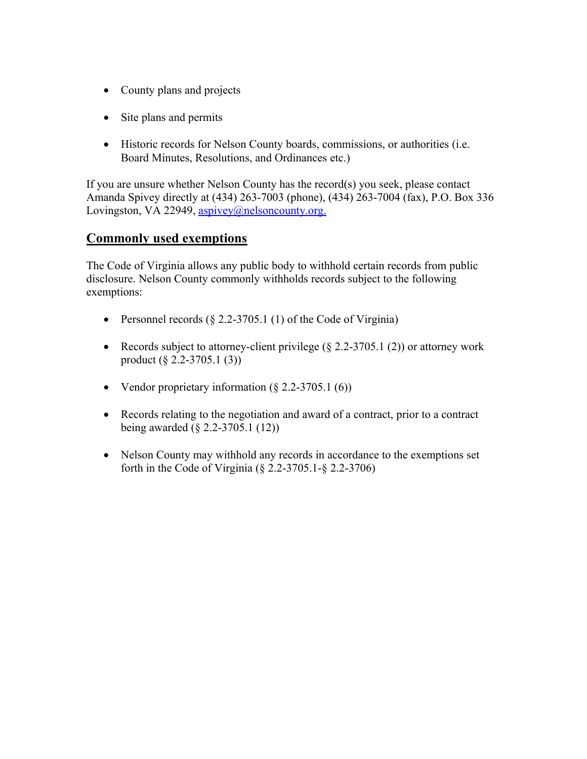- County plans and projects
- Site plans and permits
- Historic records for Nelson County boards, commissions, or authorities (i.e. Board Minutes, Resolutions, and Ordinances etc.)

If you are unsure whether Nelson County has the record(s) you seek, please contact Amanda Spivey directly at (434) 263-7003 (phone), (434) 263-7004 (fax), P.O. Box 336 Lovingston, VA 22949, aspivey@nelsoncounty.org.

## Commonly used exemptions

The Code of Virginia allows any public body to withhold certain records from public disclosure. Nelson County commonly withholds records subject to the following exemptions:

- Personnel records (§ 2.2-3705.1 (1) of the Code of Virginia)
- Records subject to attorney-client privilege (§ 2.2-3705.1 (2)) or attorney work product (§ 2.2-3705.1 (3))
- Vendor proprietary information (§ 2.2-3705.1 (6))
- Records relating to the negotiation and award of a contract, prior to a contract being awarded (§ 2.2-3705.1 (12))
- Nelson County may withhold any records in accordance to the exemptions set forth in the Code of Virginia (§ 2.2-3705.1-§ 2.2-3706)